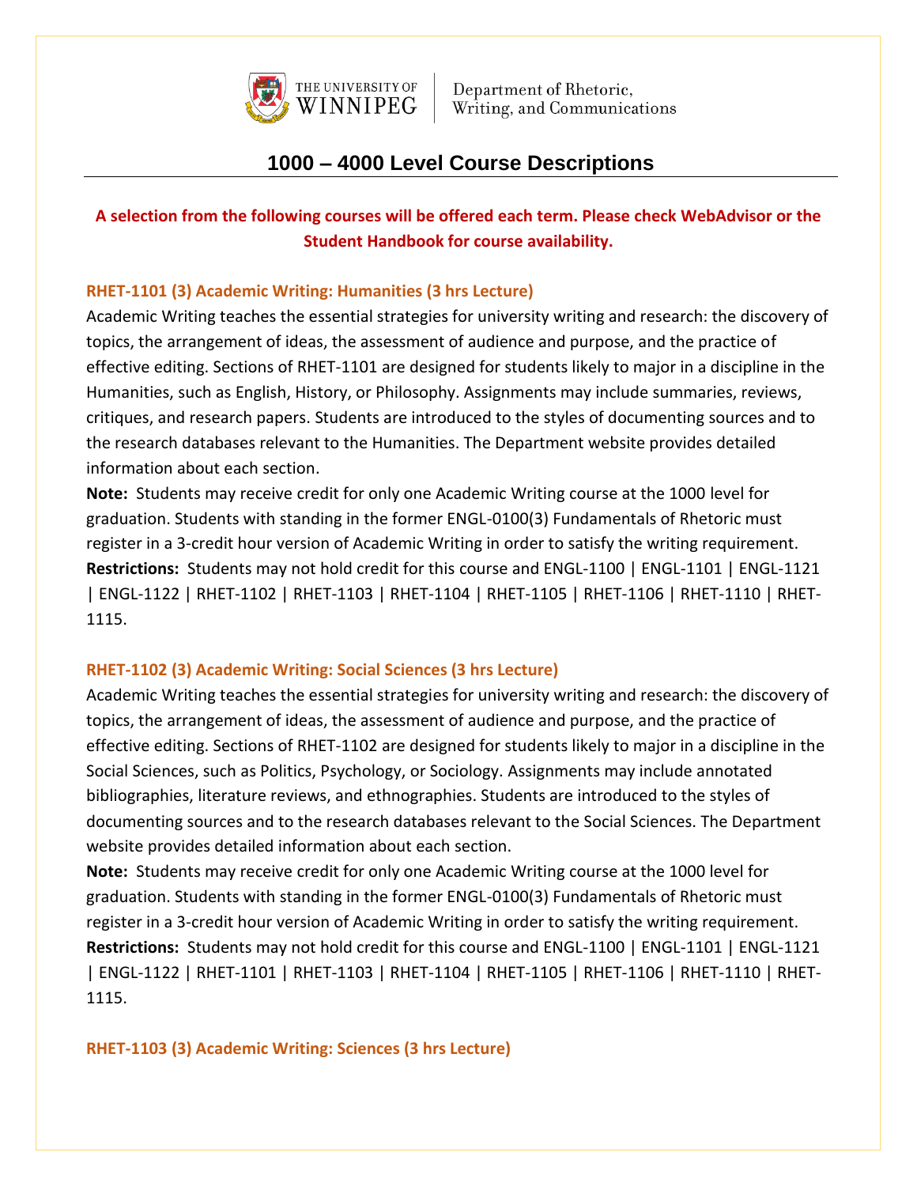THE UNIVERSITY OF WINNIPEG | Department of Rhetoric, Writing, and Communications

# 1000 – 4000 Level Course Descriptions

**A selection from the following courses will be offered each term. Please check WebAdvisor or the Student Handbook for course availability.**

### RHET-1101 (3) Academic Writing: Humanities (3 hrs Lecture)

Academic Writing teaches the essential strategies for university writing and research: the discovery of topics, the arrangement of ideas, the assessment of audience and purpose, and the practice of effective editing. Sections of RHET-1101 are designed for students likely to major in a discipline in the Humanities, such as English, History, or Philosophy. Assignments may include summaries, reviews, critiques, and research papers. Students are introduced to the styles of documenting sources and to the research databases relevant to the Humanities. The Department website provides detailed information about each section.

**Note:** Students may receive credit for only one Academic Writing course at the 1000 level for graduation. Students with standing in the former ENGL-0100(3) Fundamentals of Rhetoric must register in a 3-credit hour version of Academic Writing in order to satisfy the writing requirement.

**Restrictions:** Students may not hold credit for this course and ENGL-1100 | ENGL-1101 | ENGL-1121 | ENGL-1122 | RHET-1102 | RHET-1103 | RHET-1104 | RHET-1105 | RHET-1106 | RHET-1110 | RHET-1115.

### RHET-1102 (3) Academic Writing: Social Sciences (3 hrs Lecture)

Academic Writing teaches the essential strategies for university writing and research: the discovery of topics, the arrangement of ideas, the assessment of audience and purpose, and the practice of effective editing. Sections of RHET-1102 are designed for students likely to major in a discipline in the Social Sciences, such as Politics, Psychology, or Sociology. Assignments may include annotated bibliographies, literature reviews, and ethnographies. Students are introduced to the styles of documenting sources and to the research databases relevant to the Social Sciences. The Department website provides detailed information about each section.

**Note:** Students may receive credit for only one Academic Writing course at the 1000 level for graduation. Students with standing in the former ENGL-0100(3) Fundamentals of Rhetoric must register in a 3-credit hour version of Academic Writing in order to satisfy the writing requirement.

**Restrictions:** Students may not hold credit for this course and ENGL-1100 | ENGL-1101 | ENGL-1121 | ENGL-1122 | RHET-1101 | RHET-1103 | RHET-1104 | RHET-1105 | RHET-1106 | RHET-1110 | RHET-1115.

### RHET-1103 (3) Academic Writing: Sciences (3 hrs Lecture)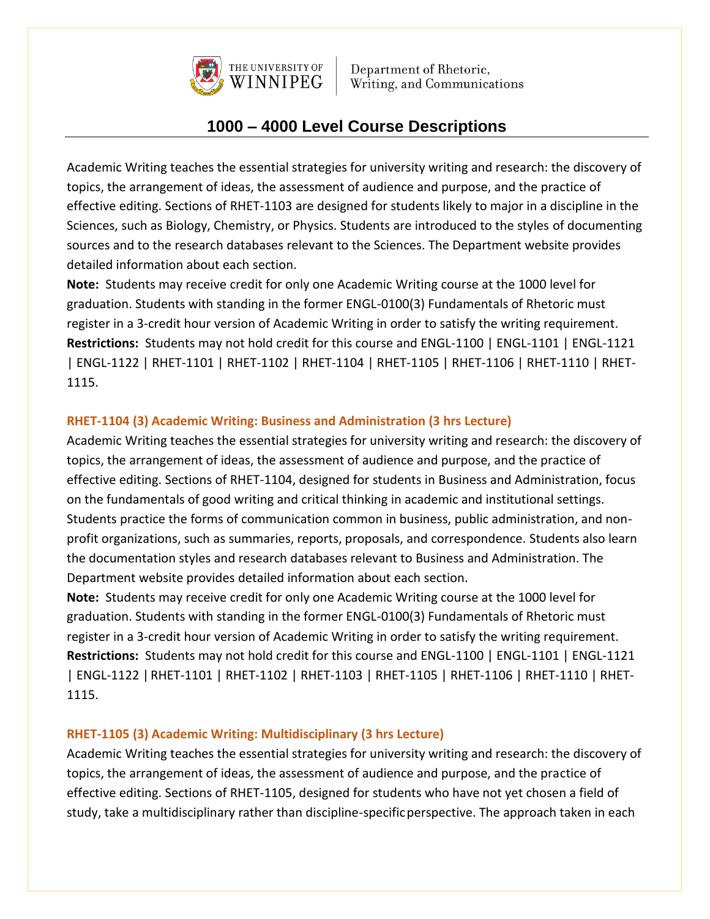# 1000 – 4000 Level Course Descriptions

Academic Writing teaches the essential strategies for university writing and research: the discovery of topics, the arrangement of ideas, the assessment of audience and purpose, and the practice of effective editing. Sections of RHET-1103 are designed for students likely to major in a discipline in the Sciences, such as Biology, Chemistry, or Physics. Students are introduced to the styles of documenting sources and to the research databases relevant to the Sciences. The Department website provides detailed information about each section.

**Note:** Students may receive credit for only one Academic Writing course at the 1000 level for graduation. Students with standing in the former ENGL-0100(3) Fundamentals of Rhetoric must register in a 3-credit hour version of Academic Writing in order to satisfy the writing requirement.

**Restrictions:** Students may not hold credit for this course and ENGL-1100 | ENGL-1101 | ENGL-1121 | ENGL-1122 | RHET-1101 | RHET-1102 | RHET-1104 | RHET-1105 | RHET-1106 | RHET-1110 | RHET-1115.

### RHET-1104 (3) Academic Writing: Business and Administration (3 hrs Lecture)

Academic Writing teaches the essential strategies for university writing and research: the discovery of topics, the arrangement of ideas, the assessment of audience and purpose, and the practice of effective editing. Sections of RHET-1104, designed for students in Business and Administration, focus on the fundamentals of good writing and critical thinking in academic and institutional settings. Students practice the forms of communication common in business, public administration, and non-profit organizations, such as summaries, reports, proposals, and correspondence. Students also learn the documentation styles and research databases relevant to Business and Administration. The Department website provides detailed information about each section.

**Note:** Students may receive credit for only one Academic Writing course at the 1000 level for graduation. Students with standing in the former ENGL-0100(3) Fundamentals of Rhetoric must register in a 3-credit hour version of Academic Writing in order to satisfy the writing requirement.

**Restrictions:** Students may not hold credit for this course and ENGL-1100 | ENGL-1101 | ENGL-1121 | ENGL-1122 | RHET-1101 | RHET-1102 | RHET-1103 | RHET-1105 | RHET-1106 | RHET-1110 | RHET-1115.

### RHET-1105 (3) Academic Writing: Multidisciplinary (3 hrs Lecture)

Academic Writing teaches the essential strategies for university writing and research: the discovery of topics, the arrangement of ideas, the assessment of audience and purpose, and the practice of effective editing. Sections of RHET-1105, designed for students who have not yet chosen a field of study, take a multidisciplinary rather than discipline-specific perspective. The approach taken in each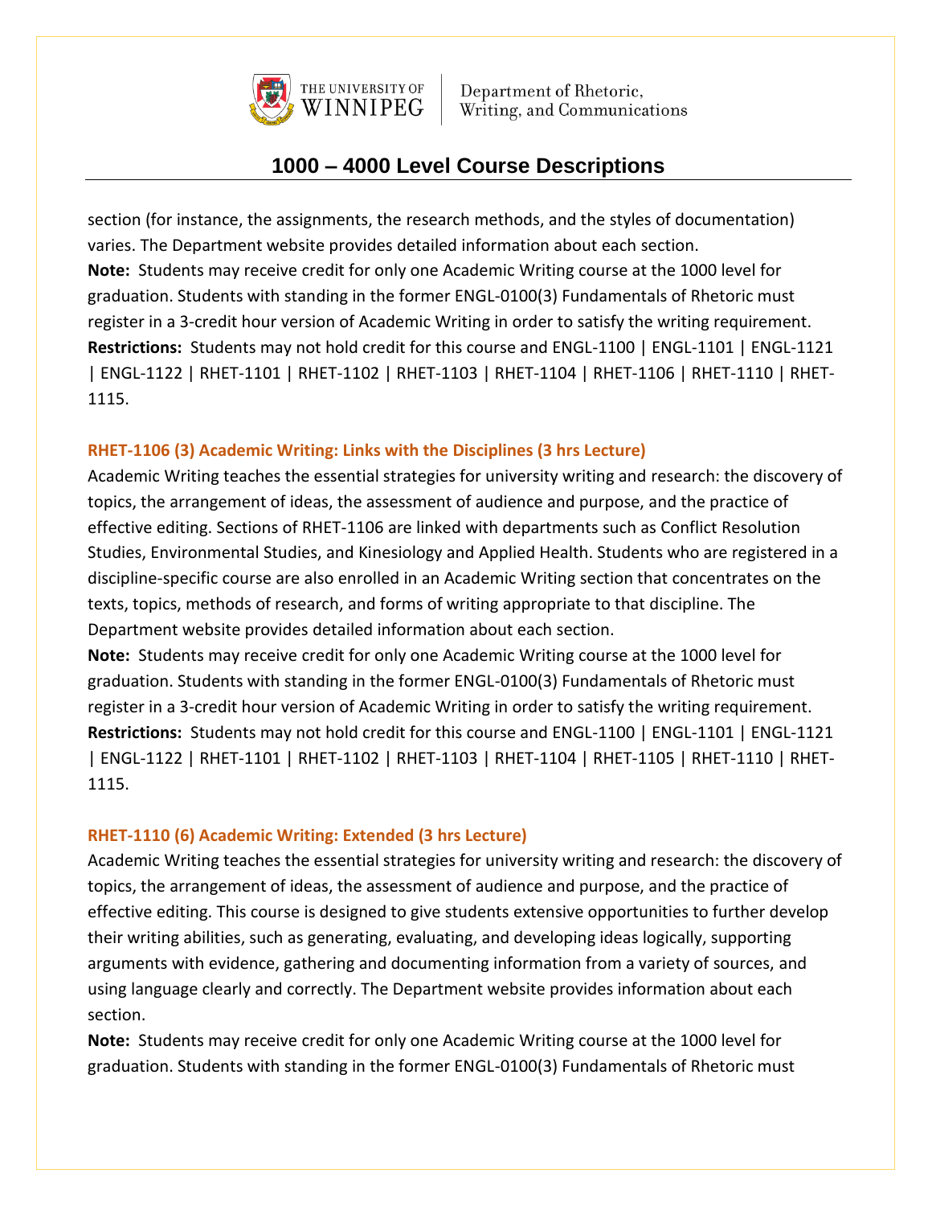section (for instance, the assignments, the research methods, and the styles of documentation) varies. The Department website provides detailed information about each section.

**Note:** Students may receive credit for only one Academic Writing course at the 1000 level for graduation. Students with standing in the former ENGL-0100(3) Fundamentals of Rhetoric must register in a 3-credit hour version of Academic Writing in order to satisfy the writing requirement.

**Restrictions:** Students may not hold credit for this course and ENGL-1100 | ENGL-1101 | ENGL-1121 | ENGL-1122 | RHET-1101 | RHET-1102 | RHET-1103 | RHET-1104 | RHET-1106 | RHET-1110 | RHET-1115.

### RHET-1106 (3) Academic Writing: Links with the Disciplines (3 hrs Lecture)

Academic Writing teaches the essential strategies for university writing and research: the discovery of topics, the arrangement of ideas, the assessment of audience and purpose, and the practice of effective editing. Sections of RHET-1106 are linked with departments such as Conflict Resolution Studies, Environmental Studies, and Kinesiology and Applied Health. Students who are registered in a discipline-specific course are also enrolled in an Academic Writing section that concentrates on the texts, topics, methods of research, and forms of writing appropriate to that discipline. The Department website provides detailed information about each section.

**Note:** Students may receive credit for only one Academic Writing course at the 1000 level for graduation. Students with standing in the former ENGL-0100(3) Fundamentals of Rhetoric must register in a 3-credit hour version of Academic Writing in order to satisfy the writing requirement.

**Restrictions:** Students may not hold credit for this course and ENGL-1100 | ENGL-1101 | ENGL-1121 | ENGL-1122 | RHET-1101 | RHET-1102 | RHET-1103 | RHET-1104 | RHET-1105 | RHET-1110 | RHET-1115.

### RHET-1110 (6) Academic Writing: Extended (3 hrs Lecture)

Academic Writing teaches the essential strategies for university writing and research: the discovery of topics, the arrangement of ideas, the assessment of audience and purpose, and the practice of effective editing. This course is designed to give students extensive opportunities to further develop their writing abilities, such as generating, evaluating, and developing ideas logically, supporting arguments with evidence, gathering and documenting information from a variety of sources, and using language clearly and correctly. The Department website provides information about each section.

**Note:** Students may receive credit for only one Academic Writing course at the 1000 level for graduation. Students with standing in the former ENGL-0100(3) Fundamentals of Rhetoric must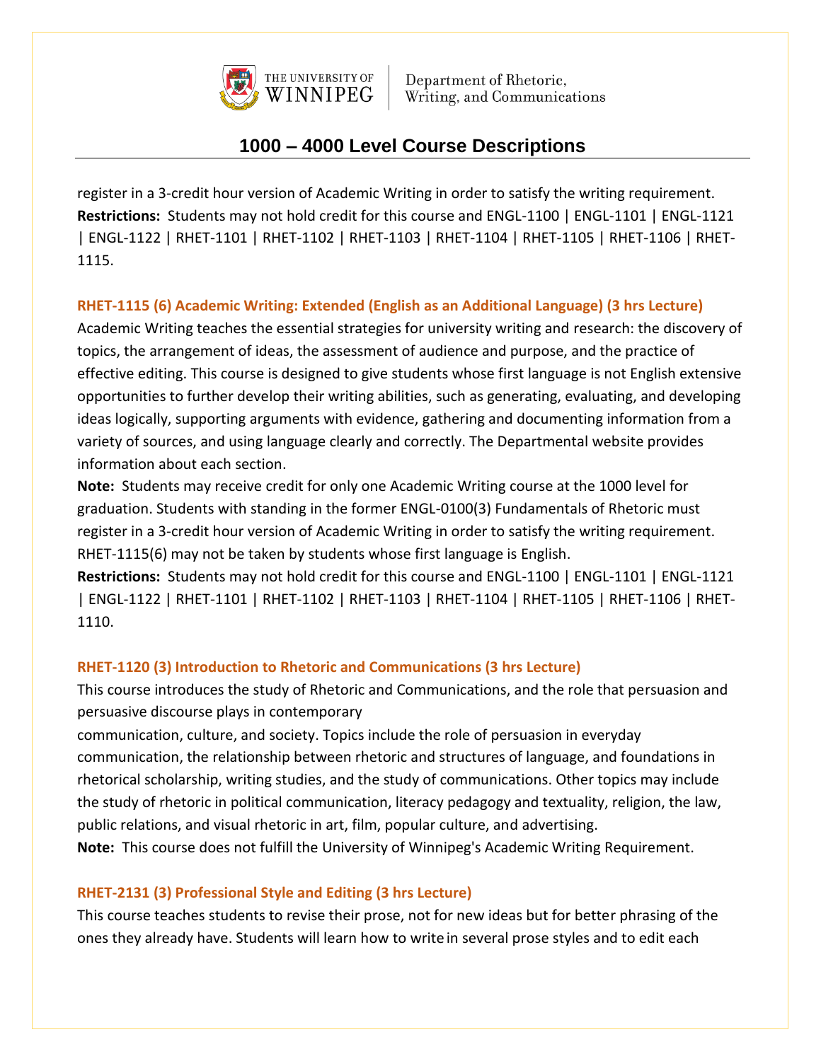register in a 3-credit hour version of Academic Writing in order to satisfy the writing requirement.
**Restrictions:** Students may not hold credit for this course and ENGL-1100 | ENGL-1101 | ENGL-1121 | ENGL-1122 | RHET-1101 | RHET-1102 | RHET-1103 | RHET-1104 | RHET-1105 | RHET-1106 | RHET-1115.

### RHET-1115 (6) Academic Writing: Extended (English as an Additional Language) (3 hrs Lecture)

Academic Writing teaches the essential strategies for university writing and research: the discovery of topics, the arrangement of ideas, the assessment of audience and purpose, and the practice of effective editing. This course is designed to give students whose first language is not English extensive opportunities to further develop their writing abilities, such as generating, evaluating, and developing ideas logically, supporting arguments with evidence, gathering and documenting information from a variety of sources, and using language clearly and correctly. The Departmental website provides information about each section.
**Note:** Students may receive credit for only one Academic Writing course at the 1000 level for graduation. Students with standing in the former ENGL-0100(3) Fundamentals of Rhetoric must register in a 3-credit hour version of Academic Writing in order to satisfy the writing requirement. RHET-1115(6) may not be taken by students whose first language is English.
**Restrictions:** Students may not hold credit for this course and ENGL-1100 | ENGL-1101 | ENGL-1121 | ENGL-1122 | RHET-1101 | RHET-1102 | RHET-1103 | RHET-1104 | RHET-1105 | RHET-1106 | RHET-1110.

### RHET-1120 (3) Introduction to Rhetoric and Communications (3 hrs Lecture)

This course introduces the study of Rhetoric and Communications, and the role that persuasion and persuasive discourse plays in contemporary communication, culture, and society. Topics include the role of persuasion in everyday communication, the relationship between rhetoric and structures of language, and foundations in rhetorical scholarship, writing studies, and the study of communications. Other topics may include the study of rhetoric in political communication, literacy pedagogy and textuality, religion, the law, public relations, and visual rhetoric in art, film, popular culture, and advertising.
**Note:** This course does not fulfill the University of Winnipeg's Academic Writing Requirement.

### RHET-2131 (3) Professional Style and Editing (3 hrs Lecture)

This course teaches students to revise their prose, not for new ideas but for better phrasing of the ones they already have. Students will learn how to write in several prose styles and to edit each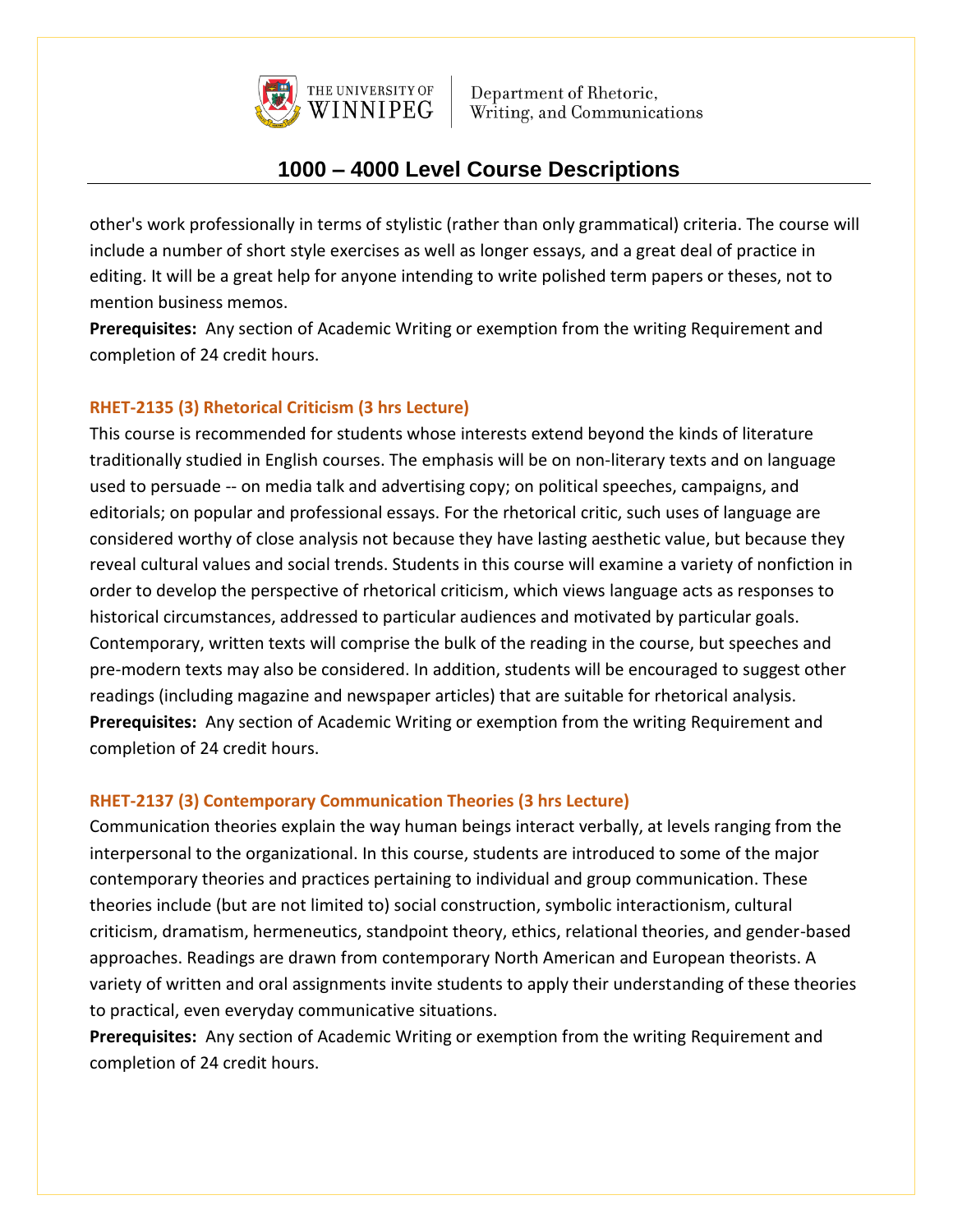other's work professionally in terms of stylistic (rather than only grammatical) criteria. The course will include a number of short style exercises as well as longer essays, and a great deal of practice in editing. It will be a great help for anyone intending to write polished term papers or theses, not to mention business memos.

**Prerequisites:** Any section of Academic Writing or exemption from the writing Requirement and completion of 24 credit hours.

### RHET-2135 (3) Rhetorical Criticism (3 hrs Lecture)

This course is recommended for students whose interests extend beyond the kinds of literature traditionally studied in English courses. The emphasis will be on non-literary texts and on language used to persuade -- on media talk and advertising copy; on political speeches, campaigns, and editorials; on popular and professional essays. For the rhetorical critic, such uses of language are considered worthy of close analysis not because they have lasting aesthetic value, but because they reveal cultural values and social trends. Students in this course will examine a variety of nonfiction in order to develop the perspective of rhetorical criticism, which views language acts as responses to historical circumstances, addressed to particular audiences and motivated by particular goals. Contemporary, written texts will comprise the bulk of the reading in the course, but speeches and pre-modern texts may also be considered. In addition, students will be encouraged to suggest other readings (including magazine and newspaper articles) that are suitable for rhetorical analysis.

**Prerequisites:** Any section of Academic Writing or exemption from the writing Requirement and completion of 24 credit hours.

### RHET-2137 (3) Contemporary Communication Theories (3 hrs Lecture)

Communication theories explain the way human beings interact verbally, at levels ranging from the interpersonal to the organizational. In this course, students are introduced to some of the major contemporary theories and practices pertaining to individual and group communication. These theories include (but are not limited to) social construction, symbolic interactionism, cultural criticism, dramatism, hermeneutics, standpoint theory, ethics, relational theories, and gender-based approaches. Readings are drawn from contemporary North American and European theorists. A variety of written and oral assignments invite students to apply their understanding of these theories to practical, even everyday communicative situations.

**Prerequisites:** Any section of Academic Writing or exemption from the writing Requirement and completion of 24 credit hours.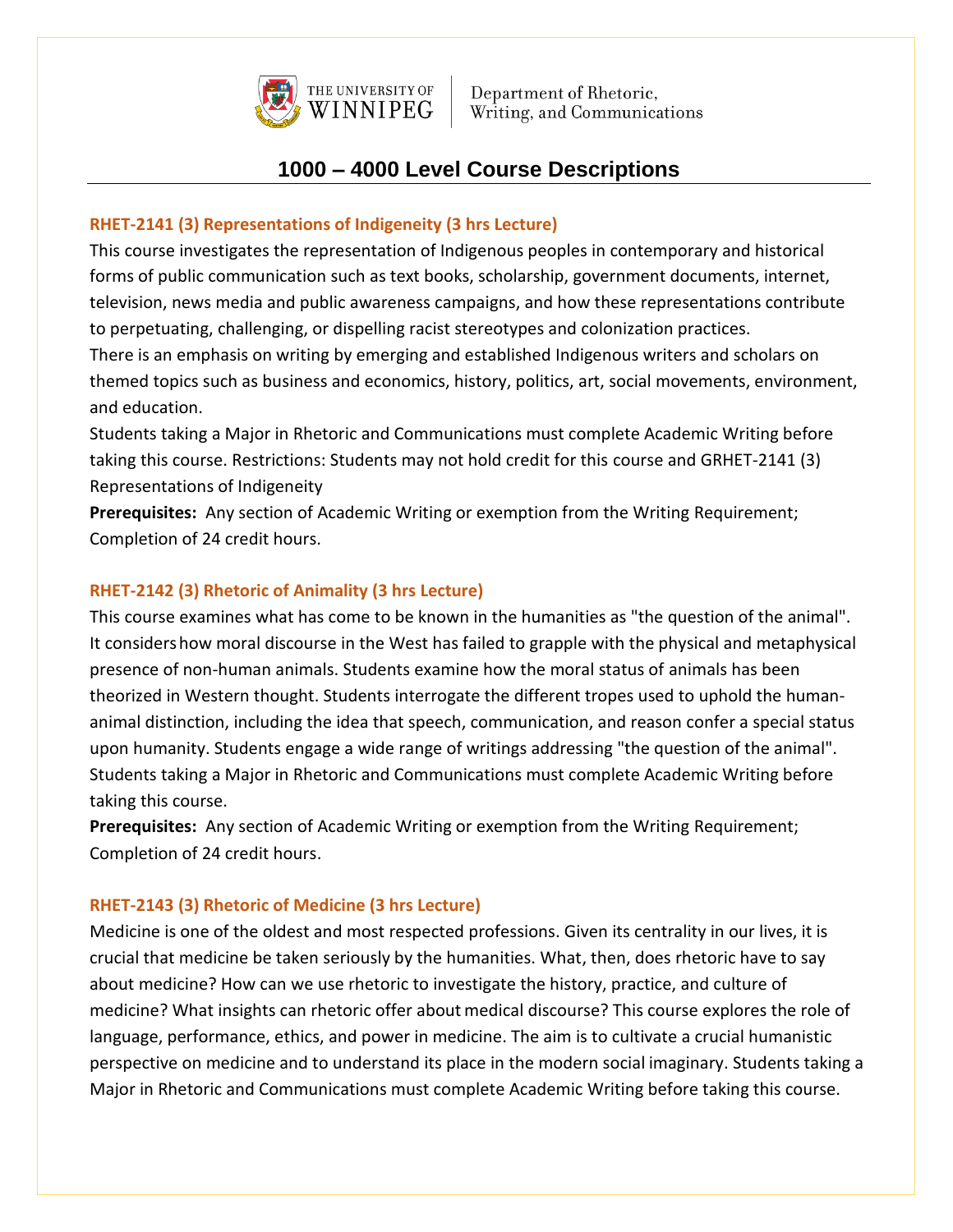# 1000 – 4000 Level Course Descriptions

### RHET-2141 (3) Representations of Indigeneity (3 hrs Lecture)

This course investigates the representation of Indigenous peoples in contemporary and historical forms of public communication such as text books, scholarship, government documents, internet, television, news media and public awareness campaigns, and how these representations contribute to perpetuating, challenging, or dispelling racist stereotypes and colonization practices.
There is an emphasis on writing by emerging and established Indigenous writers and scholars on themed topics such as business and economics, history, politics, art, social movements, environment, and education.
Students taking a Major in Rhetoric and Communications must complete Academic Writing before taking this course. Restrictions: Students may not hold credit for this course and GRHET-2141 (3) Representations of Indigeneity

**Prerequisites:** Any section of Academic Writing or exemption from the Writing Requirement; Completion of 24 credit hours.

### RHET-2142 (3) Rhetoric of Animality (3 hrs Lecture)

This course examines what has come to be known in the humanities as "the question of the animal". It considers how moral discourse in the West has failed to grapple with the physical and metaphysical presence of non-human animals. Students examine how the moral status of animals has been theorized in Western thought. Students interrogate the different tropes used to uphold the human-animal distinction, including the idea that speech, communication, and reason confer a special status upon humanity. Students engage a wide range of writings addressing "the question of the animal". Students taking a Major in Rhetoric and Communications must complete Academic Writing before taking this course.

**Prerequisites:** Any section of Academic Writing or exemption from the Writing Requirement; Completion of 24 credit hours.

### RHET-2143 (3) Rhetoric of Medicine (3 hrs Lecture)

Medicine is one of the oldest and most respected professions. Given its centrality in our lives, it is crucial that medicine be taken seriously by the humanities. What, then, does rhetoric have to say about medicine? How can we use rhetoric to investigate the history, practice, and culture of medicine? What insights can rhetoric offer about medical discourse? This course explores the role of language, performance, ethics, and power in medicine. The aim is to cultivate a crucial humanistic perspective on medicine and to understand its place in the modern social imaginary. Students taking a Major in Rhetoric and Communications must complete Academic Writing before taking this course.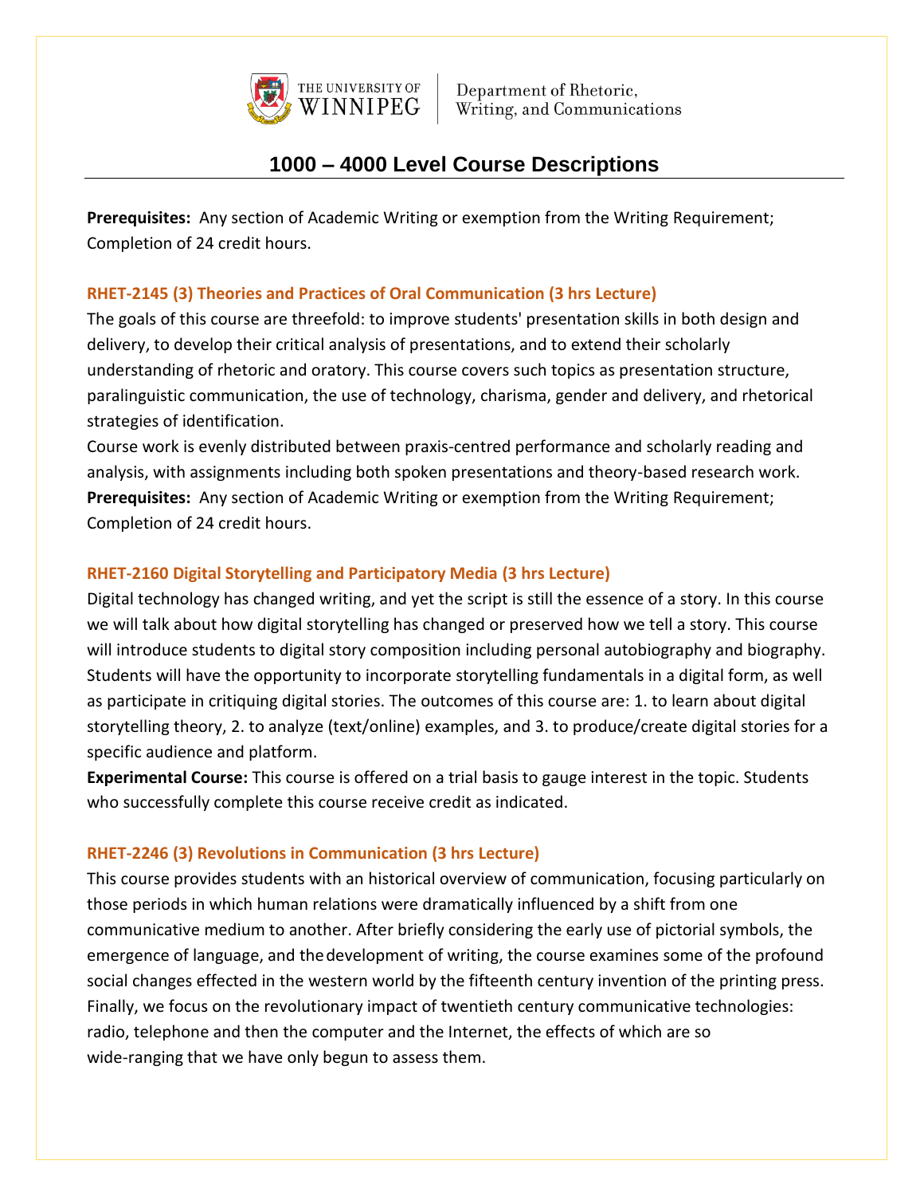# 1000 – 4000 Level Course Descriptions

**Prerequisites:** Any section of Academic Writing or exemption from the Writing Requirement; Completion of 24 credit hours.

### RHET-2145 (3) Theories and Practices of Oral Communication (3 hrs Lecture)

The goals of this course are threefold: to improve students' presentation skills in both design and delivery, to develop their critical analysis of presentations, and to extend their scholarly understanding of rhetoric and oratory. This course covers such topics as presentation structure, paralinguistic communication, the use of technology, charisma, gender and delivery, and rhetorical strategies of identification.

Course work is evenly distributed between praxis-centred performance and scholarly reading and analysis, with assignments including both spoken presentations and theory-based research work.

**Prerequisites:** Any section of Academic Writing or exemption from the Writing Requirement; Completion of 24 credit hours.

### RHET-2160 Digital Storytelling and Participatory Media (3 hrs Lecture)

Digital technology has changed writing, and yet the script is still the essence of a story. In this course we will talk about how digital storytelling has changed or preserved how we tell a story. This course will introduce students to digital story composition including personal autobiography and biography. Students will have the opportunity to incorporate storytelling fundamentals in a digital form, as well as participate in critiquing digital stories. The outcomes of this course are: 1. to learn about digital storytelling theory, 2. to analyze (text/online) examples, and 3. to produce/create digital stories for a specific audience and platform.

**Experimental Course:** This course is offered on a trial basis to gauge interest in the topic. Students who successfully complete this course receive credit as indicated.

### RHET-2246 (3) Revolutions in Communication (3 hrs Lecture)

This course provides students with an historical overview of communication, focusing particularly on those periods in which human relations were dramatically influenced by a shift from one communicative medium to another. After briefly considering the early use of pictorial symbols, the emergence of language, and the development of writing, the course examines some of the profound social changes effected in the western world by the fifteenth century invention of the printing press. Finally, we focus on the revolutionary impact of twentieth century communicative technologies: radio, telephone and then the computer and the Internet, the effects of which are so wide-ranging that we have only begun to assess them.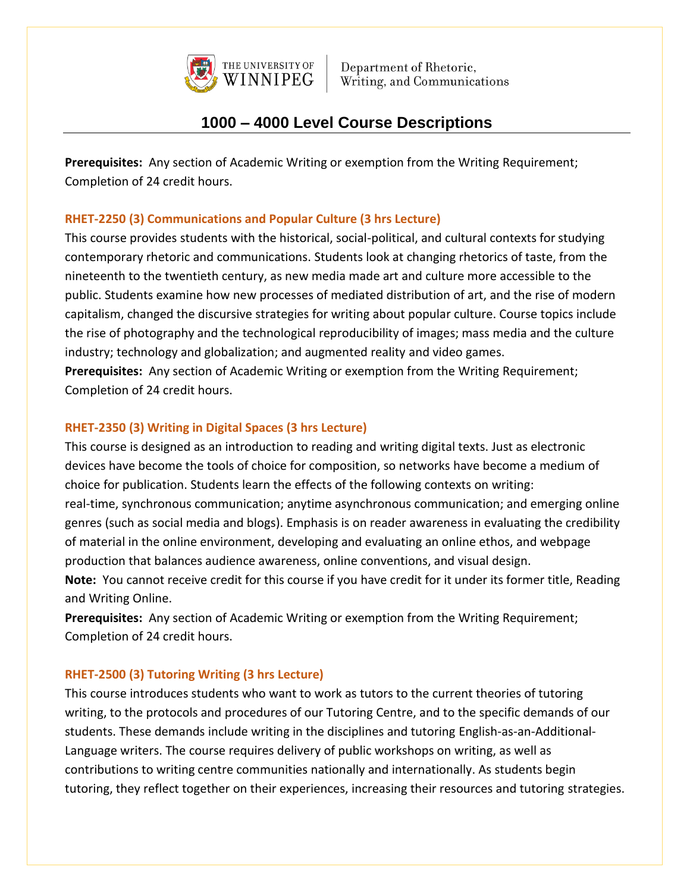# 1000 – 4000 Level Course Descriptions

**Prerequisites:** Any section of Academic Writing or exemption from the Writing Requirement; Completion of 24 credit hours.

### RHET-2250 (3) Communications and Popular Culture (3 hrs Lecture)

This course provides students with the historical, social-political, and cultural contexts for studying contemporary rhetoric and communications. Students look at changing rhetorics of taste, from the nineteenth to the twentieth century, as new media made art and culture more accessible to the public. Students examine how new processes of mediated distribution of art, and the rise of modern capitalism, changed the discursive strategies for writing about popular culture. Course topics include the rise of photography and the technological reproducibility of images; mass media and the culture industry; technology and globalization; and augmented reality and video games.

**Prerequisites:** Any section of Academic Writing or exemption from the Writing Requirement; Completion of 24 credit hours.

### RHET-2350 (3) Writing in Digital Spaces (3 hrs Lecture)

This course is designed as an introduction to reading and writing digital texts. Just as electronic devices have become the tools of choice for composition, so networks have become a medium of choice for publication. Students learn the effects of the following contexts on writing: real-time, synchronous communication; anytime asynchronous communication; and emerging online genres (such as social media and blogs). Emphasis is on reader awareness in evaluating the credibility of material in the online environment, developing and evaluating an online ethos, and webpage production that balances audience awareness, online conventions, and visual design.

**Note:** You cannot receive credit for this course if you have credit for it under its former title, Reading and Writing Online.

**Prerequisites:** Any section of Academic Writing or exemption from the Writing Requirement; Completion of 24 credit hours.

### RHET-2500 (3) Tutoring Writing (3 hrs Lecture)

This course introduces students who want to work as tutors to the current theories of tutoring writing, to the protocols and procedures of our Tutoring Centre, and to the specific demands of our students. These demands include writing in the disciplines and tutoring English-as-an-Additional-Language writers. The course requires delivery of public workshops on writing, as well as contributions to writing centre communities nationally and internationally. As students begin tutoring, they reflect together on their experiences, increasing their resources and tutoring strategies.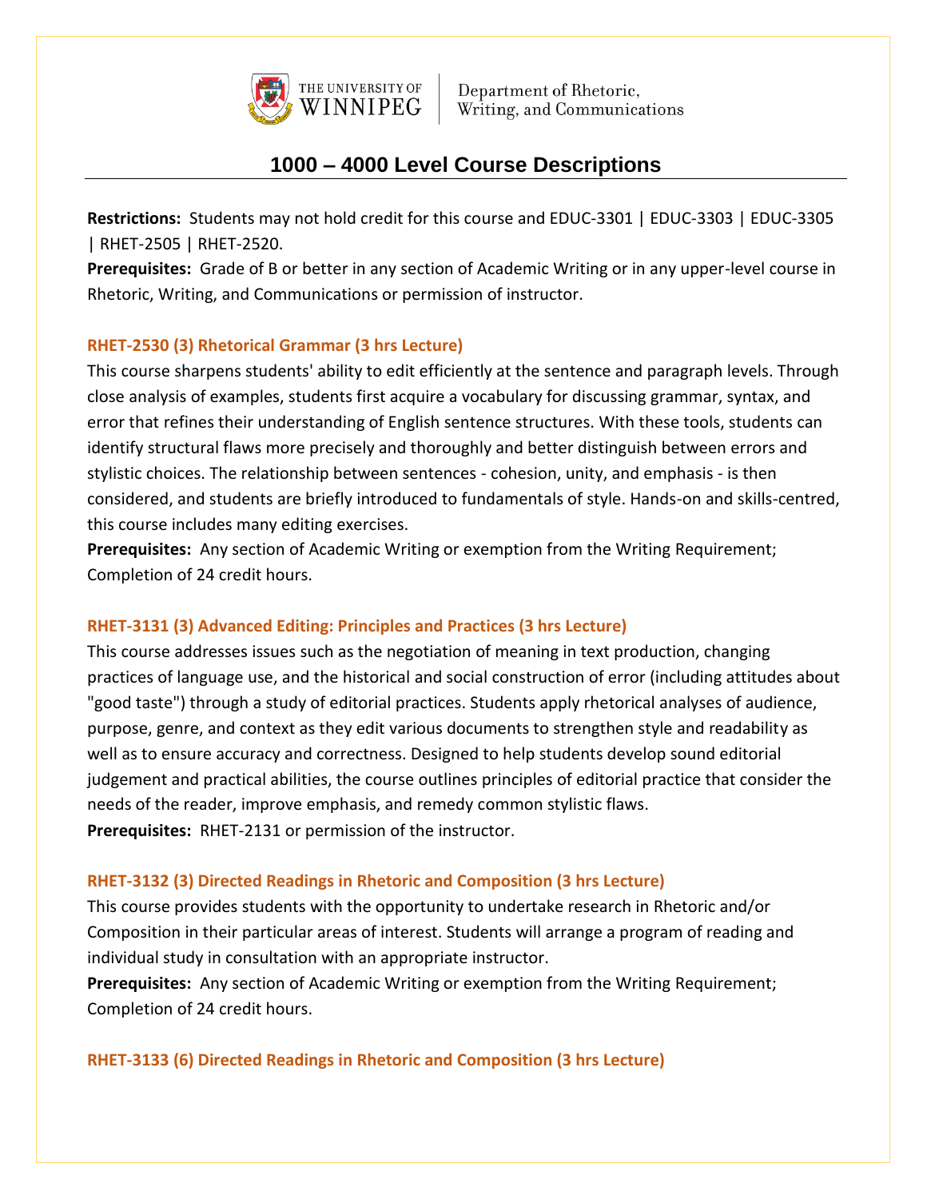# 1000 – 4000 Level Course Descriptions

**Restrictions:** Students may not hold credit for this course and EDUC-3301 | EDUC-3303 | EDUC-3305 | RHET-2505 | RHET-2520.
**Prerequisites:** Grade of B or better in any section of Academic Writing or in any upper-level course in Rhetoric, Writing, and Communications or permission of instructor.

### RHET-2530 (3) Rhetorical Grammar (3 hrs Lecture)

This course sharpens students' ability to edit efficiently at the sentence and paragraph levels. Through close analysis of examples, students first acquire a vocabulary for discussing grammar, syntax, and error that refines their understanding of English sentence structures. With these tools, students can identify structural flaws more precisely and thoroughly and better distinguish between errors and stylistic choices. The relationship between sentences - cohesion, unity, and emphasis - is then considered, and students are briefly introduced to fundamentals of style. Hands-on and skills-centred, this course includes many editing exercises.
**Prerequisites:** Any section of Academic Writing or exemption from the Writing Requirement; Completion of 24 credit hours.

### RHET-3131 (3) Advanced Editing: Principles and Practices (3 hrs Lecture)

This course addresses issues such as the negotiation of meaning in text production, changing practices of language use, and the historical and social construction of error (including attitudes about "good taste") through a study of editorial practices. Students apply rhetorical analyses of audience, purpose, genre, and context as they edit various documents to strengthen style and readability as well as to ensure accuracy and correctness. Designed to help students develop sound editorial judgement and practical abilities, the course outlines principles of editorial practice that consider the needs of the reader, improve emphasis, and remedy common stylistic flaws.
**Prerequisites:** RHET-2131 or permission of the instructor.

### RHET-3132 (3) Directed Readings in Rhetoric and Composition (3 hrs Lecture)

This course provides students with the opportunity to undertake research in Rhetoric and/or Composition in their particular areas of interest. Students will arrange a program of reading and individual study in consultation with an appropriate instructor.
**Prerequisites:** Any section of Academic Writing or exemption from the Writing Requirement; Completion of 24 credit hours.

### RHET-3133 (6) Directed Readings in Rhetoric and Composition (3 hrs Lecture)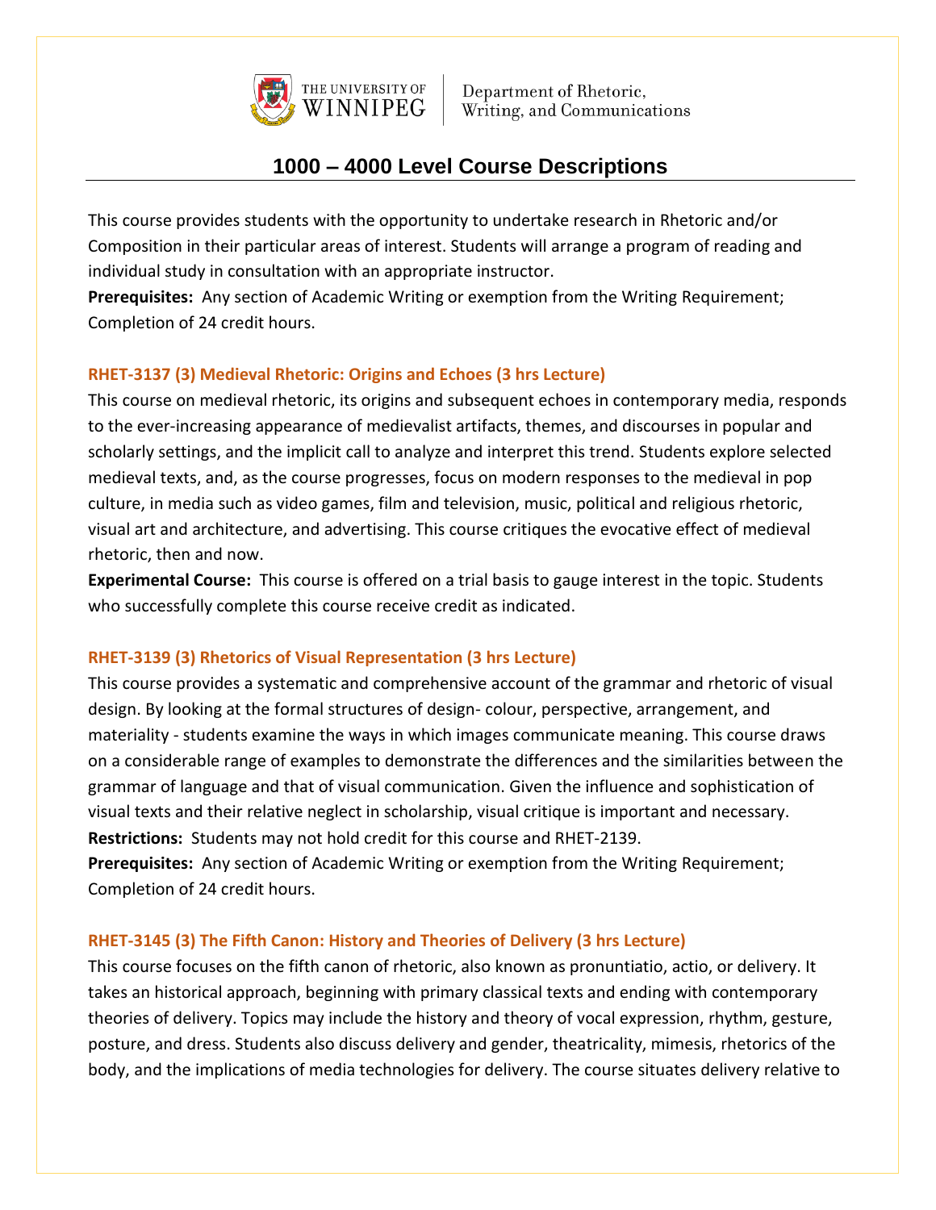This course provides students with the opportunity to undertake research in Rhetoric and/or Composition in their particular areas of interest. Students will arrange a program of reading and individual study in consultation with an appropriate instructor.
**Prerequisites:** Any section of Academic Writing or exemption from the Writing Requirement; Completion of 24 credit hours.

### RHET-3137 (3) Medieval Rhetoric: Origins and Echoes (3 hrs Lecture)

This course on medieval rhetoric, its origins and subsequent echoes in contemporary media, responds to the ever-increasing appearance of medievalist artifacts, themes, and discourses in popular and scholarly settings, and the implicit call to analyze and interpret this trend. Students explore selected medieval texts, and, as the course progresses, focus on modern responses to the medieval in pop culture, in media such as video games, film and television, music, political and religious rhetoric, visual art and architecture, and advertising. This course critiques the evocative effect of medieval rhetoric, then and now.
**Experimental Course:** This course is offered on a trial basis to gauge interest in the topic. Students who successfully complete this course receive credit as indicated.

### RHET-3139 (3) Rhetorics of Visual Representation (3 hrs Lecture)

This course provides a systematic and comprehensive account of the grammar and rhetoric of visual design. By looking at the formal structures of design- colour, perspective, arrangement, and materiality - students examine the ways in which images communicate meaning. This course draws on a considerable range of examples to demonstrate the differences and the similarities between the grammar of language and that of visual communication. Given the influence and sophistication of visual texts and their relative neglect in scholarship, visual critique is important and necessary.
**Restrictions:** Students may not hold credit for this course and RHET-2139.
**Prerequisites:** Any section of Academic Writing or exemption from the Writing Requirement; Completion of 24 credit hours.

### RHET-3145 (3) The Fifth Canon: History and Theories of Delivery (3 hrs Lecture)

This course focuses on the fifth canon of rhetoric, also known as pronuntiatio, actio, or delivery. It takes an historical approach, beginning with primary classical texts and ending with contemporary theories of delivery. Topics may include the history and theory of vocal expression, rhythm, gesture, posture, and dress. Students also discuss delivery and gender, theatricality, mimesis, rhetorics of the body, and the implications of media technologies for delivery. The course situates delivery relative to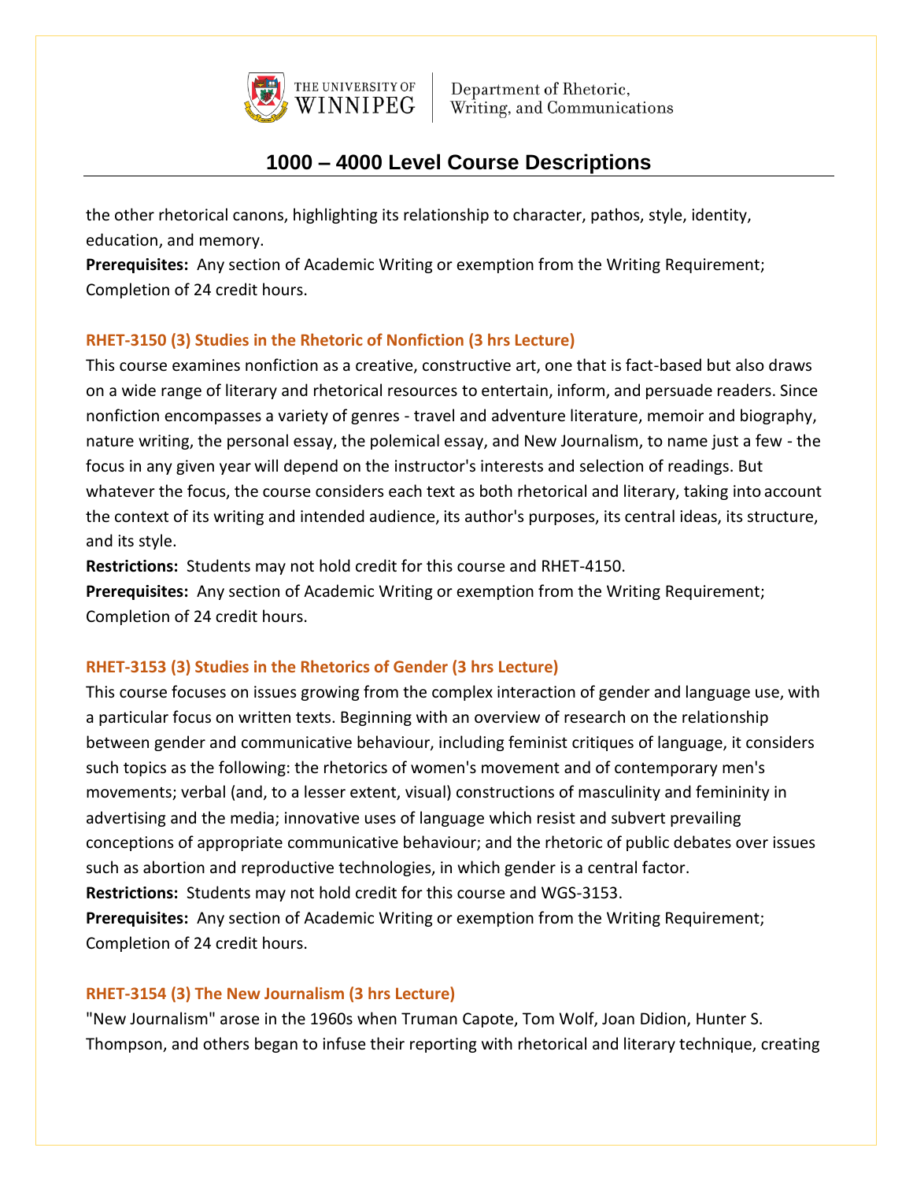the other rhetorical canons, highlighting its relationship to character, pathos, style, identity, education, and memory.
**Prerequisites:** Any section of Academic Writing or exemption from the Writing Requirement; Completion of 24 credit hours.

### RHET-3150 (3) Studies in the Rhetoric of Nonfiction (3 hrs Lecture)

This course examines nonfiction as a creative, constructive art, one that is fact-based but also draws on a wide range of literary and rhetorical resources to entertain, inform, and persuade readers. Since nonfiction encompasses a variety of genres - travel and adventure literature, memoir and biography, nature writing, the personal essay, the polemical essay, and New Journalism, to name just a few - the focus in any given year will depend on the instructor's interests and selection of readings. But whatever the focus, the course considers each text as both rhetorical and literary, taking into account the context of its writing and intended audience, its author's purposes, its central ideas, its structure, and its style.
**Restrictions:** Students may not hold credit for this course and RHET-4150.
**Prerequisites:** Any section of Academic Writing or exemption from the Writing Requirement; Completion of 24 credit hours.

### RHET-3153 (3) Studies in the Rhetorics of Gender (3 hrs Lecture)

This course focuses on issues growing from the complex interaction of gender and language use, with a particular focus on written texts. Beginning with an overview of research on the relationship between gender and communicative behaviour, including feminist critiques of language, it considers such topics as the following: the rhetorics of women's movement and of contemporary men's movements; verbal (and, to a lesser extent, visual) constructions of masculinity and femininity in advertising and the media; innovative uses of language which resist and subvert prevailing conceptions of appropriate communicative behaviour; and the rhetoric of public debates over issues such as abortion and reproductive technologies, in which gender is a central factor.
**Restrictions:** Students may not hold credit for this course and WGS-3153.
**Prerequisites:** Any section of Academic Writing or exemption from the Writing Requirement; Completion of 24 credit hours.

### RHET-3154 (3) The New Journalism (3 hrs Lecture)

"New Journalism" arose in the 1960s when Truman Capote, Tom Wolf, Joan Didion, Hunter S. Thompson, and others began to infuse their reporting with rhetorical and literary technique, creating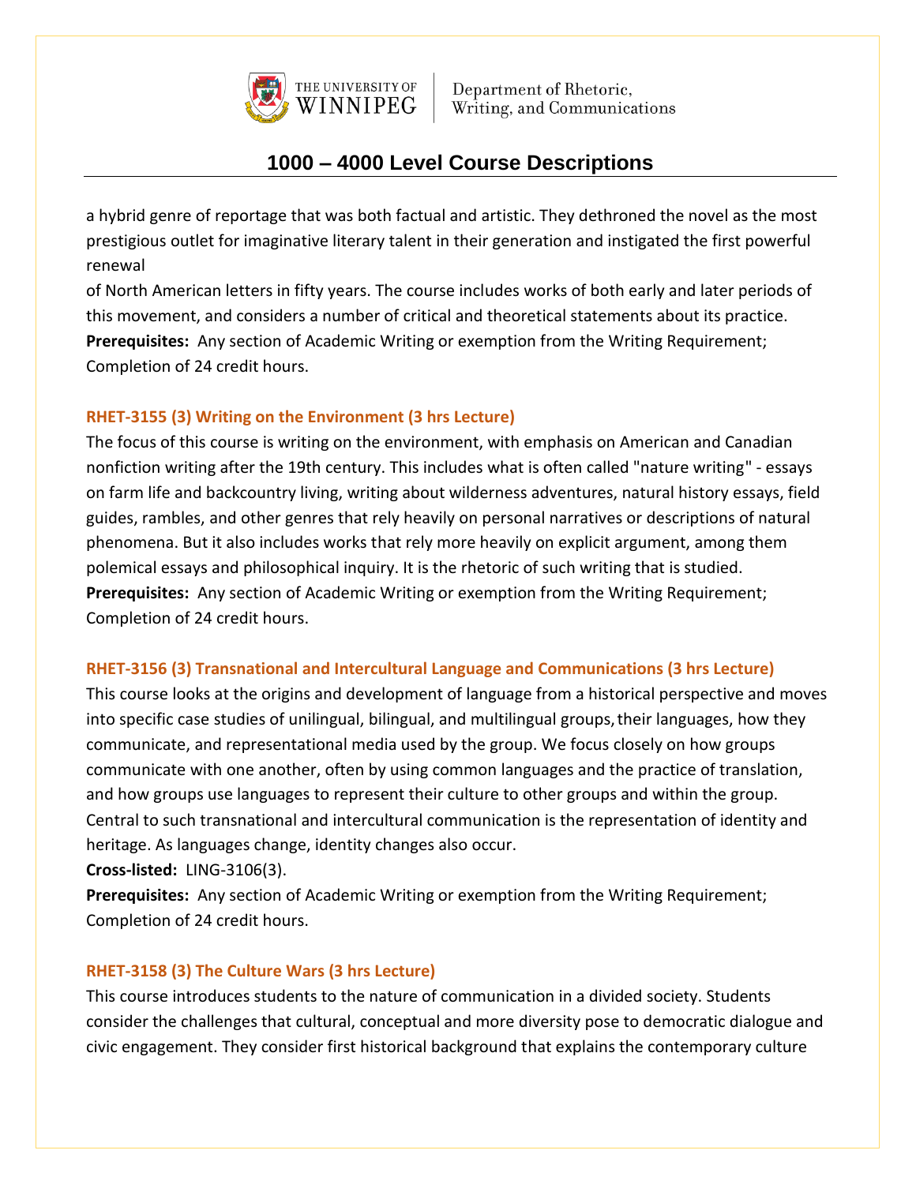a hybrid genre of reportage that was both factual and artistic. They dethroned the novel as the most prestigious outlet for imaginative literary talent in their generation and instigated the first powerful renewal of North American letters in fifty years. The course includes works of both early and later periods of this movement, and considers a number of critical and theoretical statements about its practice.
**Prerequisites:** Any section of Academic Writing or exemption from the Writing Requirement; Completion of 24 credit hours.

### RHET-3155 (3) Writing on the Environment (3 hrs Lecture)

The focus of this course is writing on the environment, with emphasis on American and Canadian nonfiction writing after the 19th century. This includes what is often called "nature writing" - essays on farm life and backcountry living, writing about wilderness adventures, natural history essays, field guides, rambles, and other genres that rely heavily on personal narratives or descriptions of natural phenomena. But it also includes works that rely more heavily on explicit argument, among them polemical essays and philosophical inquiry. It is the rhetoric of such writing that is studied.
**Prerequisites:** Any section of Academic Writing or exemption from the Writing Requirement; Completion of 24 credit hours.

### RHET-3156 (3) Transnational and Intercultural Language and Communications (3 hrs Lecture)

This course looks at the origins and development of language from a historical perspective and moves into specific case studies of unilingual, bilingual, and multilingual groups, their languages, how they communicate, and representational media used by the group. We focus closely on how groups communicate with one another, often by using common languages and the practice of translation, and how groups use languages to represent their culture to other groups and within the group. Central to such transnational and intercultural communication is the representation of identity and heritage. As languages change, identity changes also occur.
**Cross-listed:** LING-3106(3).
**Prerequisites:** Any section of Academic Writing or exemption from the Writing Requirement; Completion of 24 credit hours.

### RHET-3158 (3) The Culture Wars (3 hrs Lecture)

This course introduces students to the nature of communication in a divided society. Students consider the challenges that cultural, conceptual and more diversity pose to democratic dialogue and civic engagement. They consider first historical background that explains the contemporary culture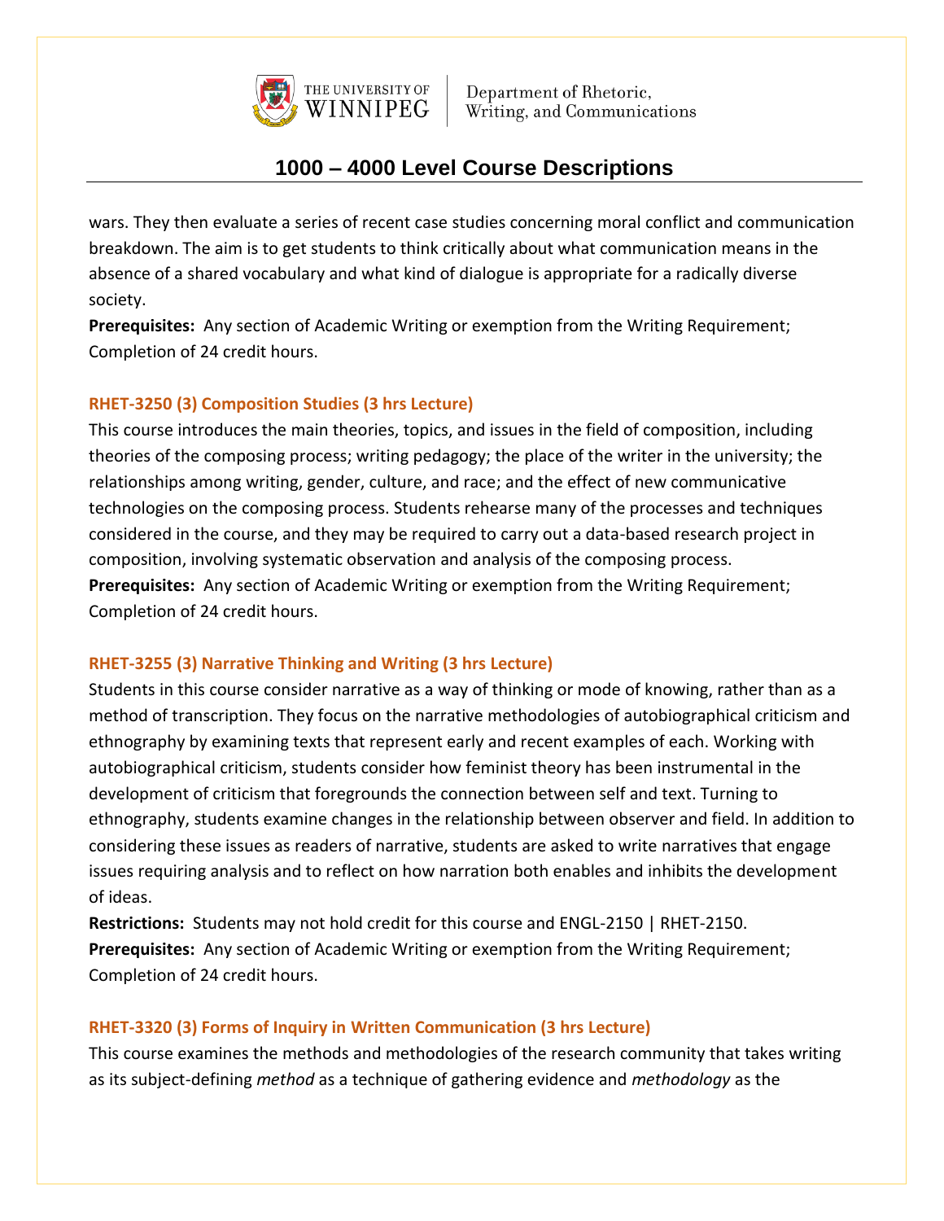wars. They then evaluate a series of recent case studies concerning moral conflict and communication breakdown. The aim is to get students to think critically about what communication means in the absence of a shared vocabulary and what kind of dialogue is appropriate for a radically diverse society.

**Prerequisites:** Any section of Academic Writing or exemption from the Writing Requirement; Completion of 24 credit hours.

### RHET-3250 (3) Composition Studies (3 hrs Lecture)

This course introduces the main theories, topics, and issues in the field of composition, including theories of the composing process; writing pedagogy; the place of the writer in the university; the relationships among writing, gender, culture, and race; and the effect of new communicative technologies on the composing process. Students rehearse many of the processes and techniques considered in the course, and they may be required to carry out a data-based research project in composition, involving systematic observation and analysis of the composing process.

**Prerequisites:** Any section of Academic Writing or exemption from the Writing Requirement; Completion of 24 credit hours.

### RHET-3255 (3) Narrative Thinking and Writing (3 hrs Lecture)

Students in this course consider narrative as a way of thinking or mode of knowing, rather than as a method of transcription. They focus on the narrative methodologies of autobiographical criticism and ethnography by examining texts that represent early and recent examples of each. Working with autobiographical criticism, students consider how feminist theory has been instrumental in the development of criticism that foregrounds the connection between self and text. Turning to ethnography, students examine changes in the relationship between observer and field. In addition to considering these issues as readers of narrative, students are asked to write narratives that engage issues requiring analysis and to reflect on how narration both enables and inhibits the development of ideas.

**Restrictions:** Students may not hold credit for this course and ENGL-2150 | RHET-2150.

**Prerequisites:** Any section of Academic Writing or exemption from the Writing Requirement; Completion of 24 credit hours.

### RHET-3320 (3) Forms of Inquiry in Written Communication (3 hrs Lecture)

This course examines the methods and methodologies of the research community that takes writing as its subject-defining *method* as a technique of gathering evidence and *methodology* as the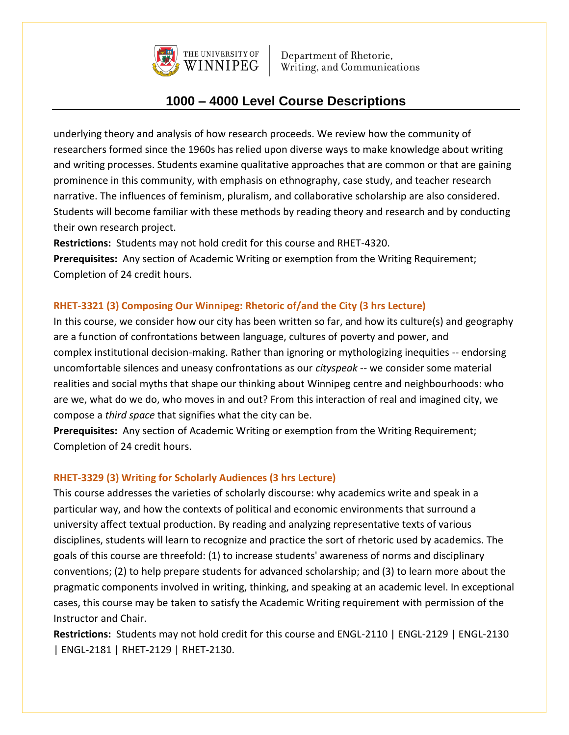underlying theory and analysis of how research proceeds. We review how the community of researchers formed since the 1960s has relied upon diverse ways to make knowledge about writing and writing processes. Students examine qualitative approaches that are common or that are gaining prominence in this community, with emphasis on ethnography, case study, and teacher research narrative. The influences of feminism, pluralism, and collaborative scholarship are also considered. Students will become familiar with these methods by reading theory and research and by conducting their own research project.

**Restrictions:** Students may not hold credit for this course and RHET-4320.

**Prerequisites:** Any section of Academic Writing or exemption from the Writing Requirement; Completion of 24 credit hours.

### RHET-3321 (3) Composing Our Winnipeg: Rhetoric of/and the City (3 hrs Lecture)

In this course, we consider how our city has been written so far, and how its culture(s) and geography are a function of confrontations between language, cultures of poverty and power, and complex institutional decision-making. Rather than ignoring or mythologizing inequities -- endorsing uncomfortable silences and uneasy confrontations as our *cityspeak* -- we consider some material realities and social myths that shape our thinking about Winnipeg centre and neighbourhoods: who are we, what do we do, who moves in and out? From this interaction of real and imagined city, we compose a *third space* that signifies what the city can be.

**Prerequisites:** Any section of Academic Writing or exemption from the Writing Requirement; Completion of 24 credit hours.

### RHET-3329 (3) Writing for Scholarly Audiences (3 hrs Lecture)

This course addresses the varieties of scholarly discourse: why academics write and speak in a particular way, and how the contexts of political and economic environments that surround a university affect textual production. By reading and analyzing representative texts of various disciplines, students will learn to recognize and practice the sort of rhetoric used by academics. The goals of this course are threefold: (1) to increase students' awareness of norms and disciplinary conventions; (2) to help prepare students for advanced scholarship; and (3) to learn more about the pragmatic components involved in writing, thinking, and speaking at an academic level. In exceptional cases, this course may be taken to satisfy the Academic Writing requirement with permission of the Instructor and Chair.

**Restrictions:** Students may not hold credit for this course and ENGL-2110 | ENGL-2129 | ENGL-2130 | ENGL-2181 | RHET-2129 | RHET-2130.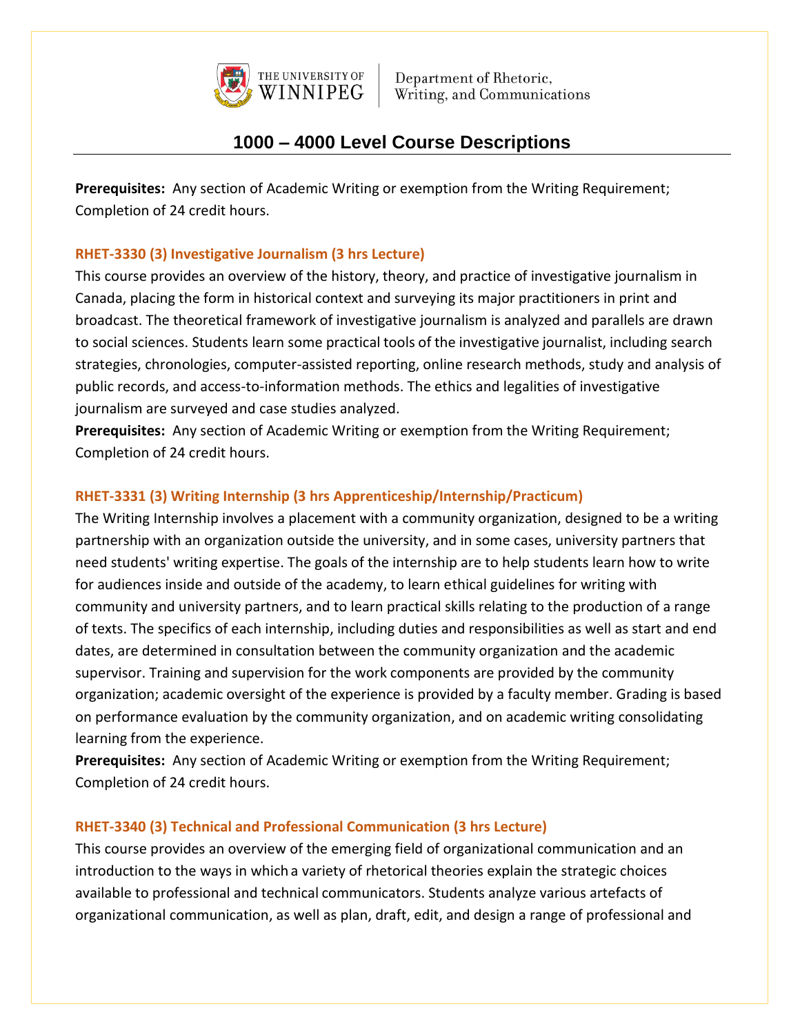# 1000 – 4000 Level Course Descriptions

**Prerequisites:** Any section of Academic Writing or exemption from the Writing Requirement; Completion of 24 credit hours.

### RHET-3330 (3) Investigative Journalism (3 hrs Lecture)

This course provides an overview of the history, theory, and practice of investigative journalism in Canada, placing the form in historical context and surveying its major practitioners in print and broadcast. The theoretical framework of investigative journalism is analyzed and parallels are drawn to social sciences. Students learn some practical tools of the investigative journalist, including search strategies, chronologies, computer-assisted reporting, online research methods, study and analysis of public records, and access-to-information methods. The ethics and legalities of investigative journalism are surveyed and case studies analyzed.

**Prerequisites:** Any section of Academic Writing or exemption from the Writing Requirement; Completion of 24 credit hours.

### RHET-3331 (3) Writing Internship (3 hrs Apprenticeship/Internship/Practicum)

The Writing Internship involves a placement with a community organization, designed to be a writing partnership with an organization outside the university, and in some cases, university partners that need students' writing expertise. The goals of the internship are to help students learn how to write for audiences inside and outside of the academy, to learn ethical guidelines for writing with community and university partners, and to learn practical skills relating to the production of a range of texts. The specifics of each internship, including duties and responsibilities as well as start and end dates, are determined in consultation between the community organization and the academic supervisor. Training and supervision for the work components are provided by the community organization; academic oversight of the experience is provided by a faculty member. Grading is based on performance evaluation by the community organization, and on academic writing consolidating learning from the experience.

**Prerequisites:** Any section of Academic Writing or exemption from the Writing Requirement; Completion of 24 credit hours.

### RHET-3340 (3) Technical and Professional Communication (3 hrs Lecture)

This course provides an overview of the emerging field of organizational communication and an introduction to the ways in which a variety of rhetorical theories explain the strategic choices available to professional and technical communicators. Students analyze various artefacts of organizational communication, as well as plan, draft, edit, and design a range of professional and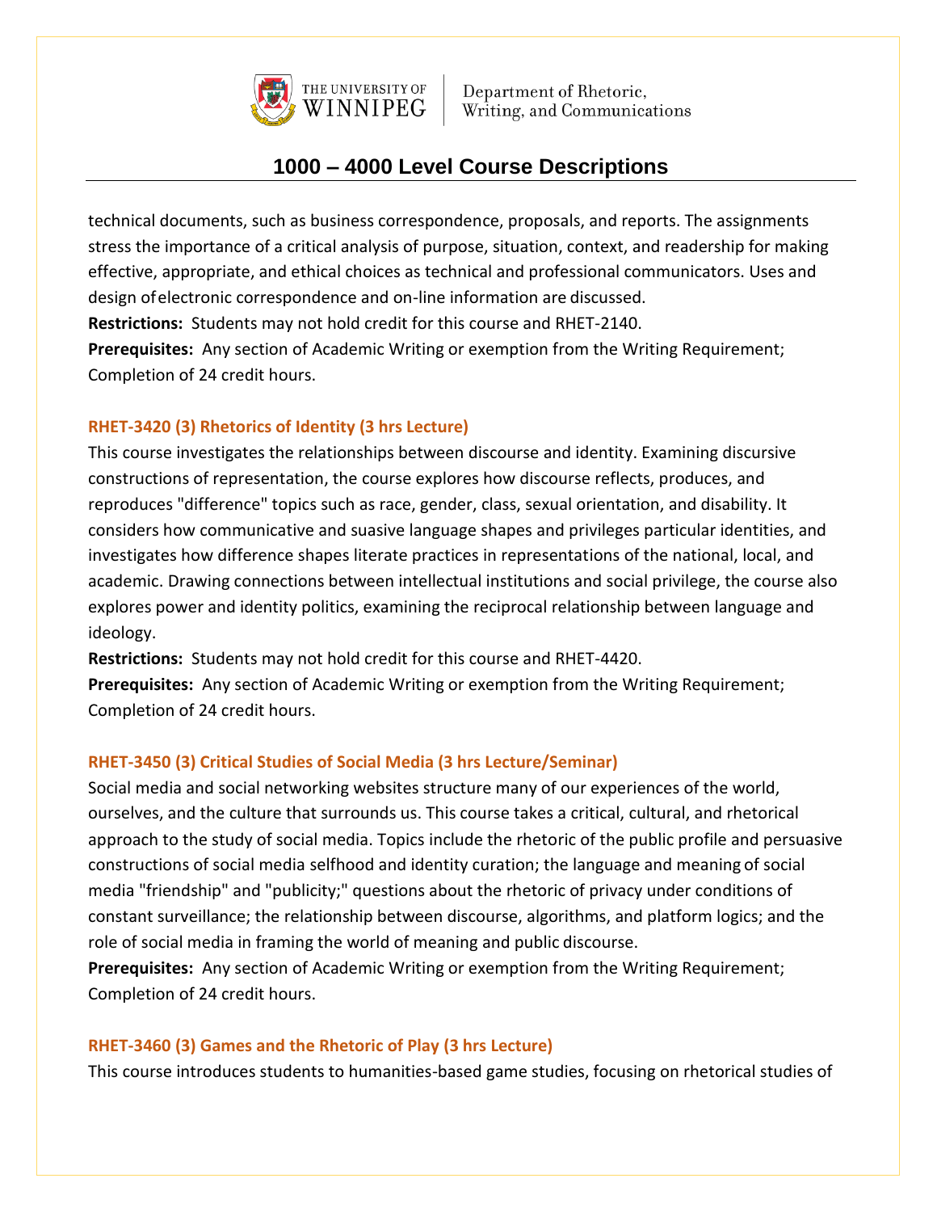technical documents, such as business correspondence, proposals, and reports. The assignments stress the importance of a critical analysis of purpose, situation, context, and readership for making effective, appropriate, and ethical choices as technical and professional communicators. Uses and design of electronic correspondence and on-line information are discussed.
**Restrictions:** Students may not hold credit for this course and RHET-2140.
**Prerequisites:** Any section of Academic Writing or exemption from the Writing Requirement; Completion of 24 credit hours.

### RHET-3420 (3) Rhetorics of Identity (3 hrs Lecture)

This course investigates the relationships between discourse and identity. Examining discursive constructions of representation, the course explores how discourse reflects, produces, and reproduces "difference" topics such as race, gender, class, sexual orientation, and disability. It considers how communicative and suasive language shapes and privileges particular identities, and investigates how difference shapes literate practices in representations of the national, local, and academic. Drawing connections between intellectual institutions and social privilege, the course also explores power and identity politics, examining the reciprocal relationship between language and ideology.
**Restrictions:** Students may not hold credit for this course and RHET-4420.
**Prerequisites:** Any section of Academic Writing or exemption from the Writing Requirement; Completion of 24 credit hours.

### RHET-3450 (3) Critical Studies of Social Media (3 hrs Lecture/Seminar)

Social media and social networking websites structure many of our experiences of the world, ourselves, and the culture that surrounds us. This course takes a critical, cultural, and rhetorical approach to the study of social media. Topics include the rhetoric of the public profile and persuasive constructions of social media selfhood and identity curation; the language and meaning of social media "friendship" and "publicity;" questions about the rhetoric of privacy under conditions of constant surveillance; the relationship between discourse, algorithms, and platform logics; and the role of social media in framing the world of meaning and public discourse.
**Prerequisites:** Any section of Academic Writing or exemption from the Writing Requirement; Completion of 24 credit hours.

### RHET-3460 (3) Games and the Rhetoric of Play (3 hrs Lecture)

This course introduces students to humanities-based game studies, focusing on rhetorical studies of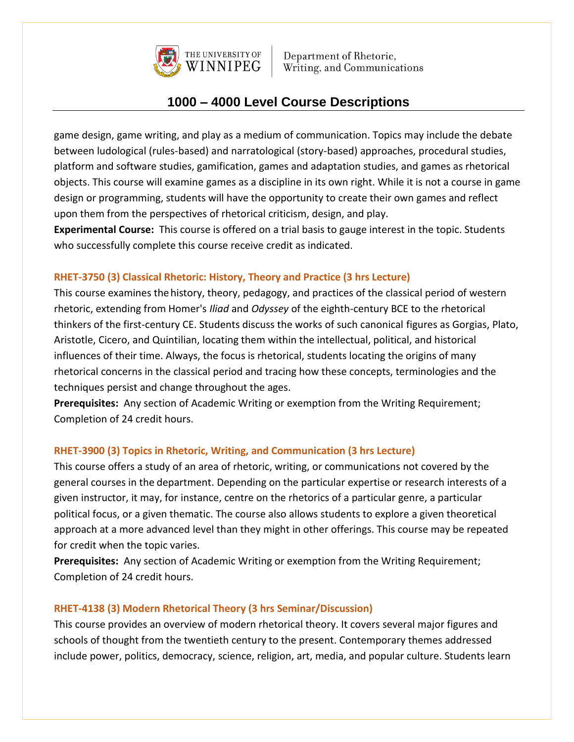game design, game writing, and play as a medium of communication. Topics may include the debate between ludological (rules-based) and narratological (story-based) approaches, procedural studies, platform and software studies, gamification, games and adaptation studies, and games as rhetorical objects. This course will examine games as a discipline in its own right. While it is not a course in game design or programming, students will have the opportunity to create their own games and reflect upon them from the perspectives of rhetorical criticism, design, and play.
**Experimental Course:** This course is offered on a trial basis to gauge interest in the topic. Students who successfully complete this course receive credit as indicated.

### RHET-3750 (3) Classical Rhetoric: History, Theory and Practice (3 hrs Lecture)

This course examines the history, theory, pedagogy, and practices of the classical period of western rhetoric, extending from Homer's *Iliad* and *Odyssey* of the eighth-century BCE to the rhetorical thinkers of the first-century CE. Students discuss the works of such canonical figures as Gorgias, Plato, Aristotle, Cicero, and Quintilian, locating them within the intellectual, political, and historical influences of their time. Always, the focus is rhetorical, students locating the origins of many rhetorical concerns in the classical period and tracing how these concepts, terminologies and the techniques persist and change throughout the ages.
**Prerequisites:** Any section of Academic Writing or exemption from the Writing Requirement; Completion of 24 credit hours.

### RHET-3900 (3) Topics in Rhetoric, Writing, and Communication (3 hrs Lecture)

This course offers a study of an area of rhetoric, writing, or communications not covered by the general courses in the department. Depending on the particular expertise or research interests of a given instructor, it may, for instance, centre on the rhetorics of a particular genre, a particular political focus, or a given thematic. The course also allows students to explore a given theoretical approach at a more advanced level than they might in other offerings. This course may be repeated for credit when the topic varies.
**Prerequisites:** Any section of Academic Writing or exemption from the Writing Requirement; Completion of 24 credit hours.

### RHET-4138 (3) Modern Rhetorical Theory (3 hrs Seminar/Discussion)

This course provides an overview of modern rhetorical theory. It covers several major figures and schools of thought from the twentieth century to the present. Contemporary themes addressed include power, politics, democracy, science, religion, art, media, and popular culture. Students learn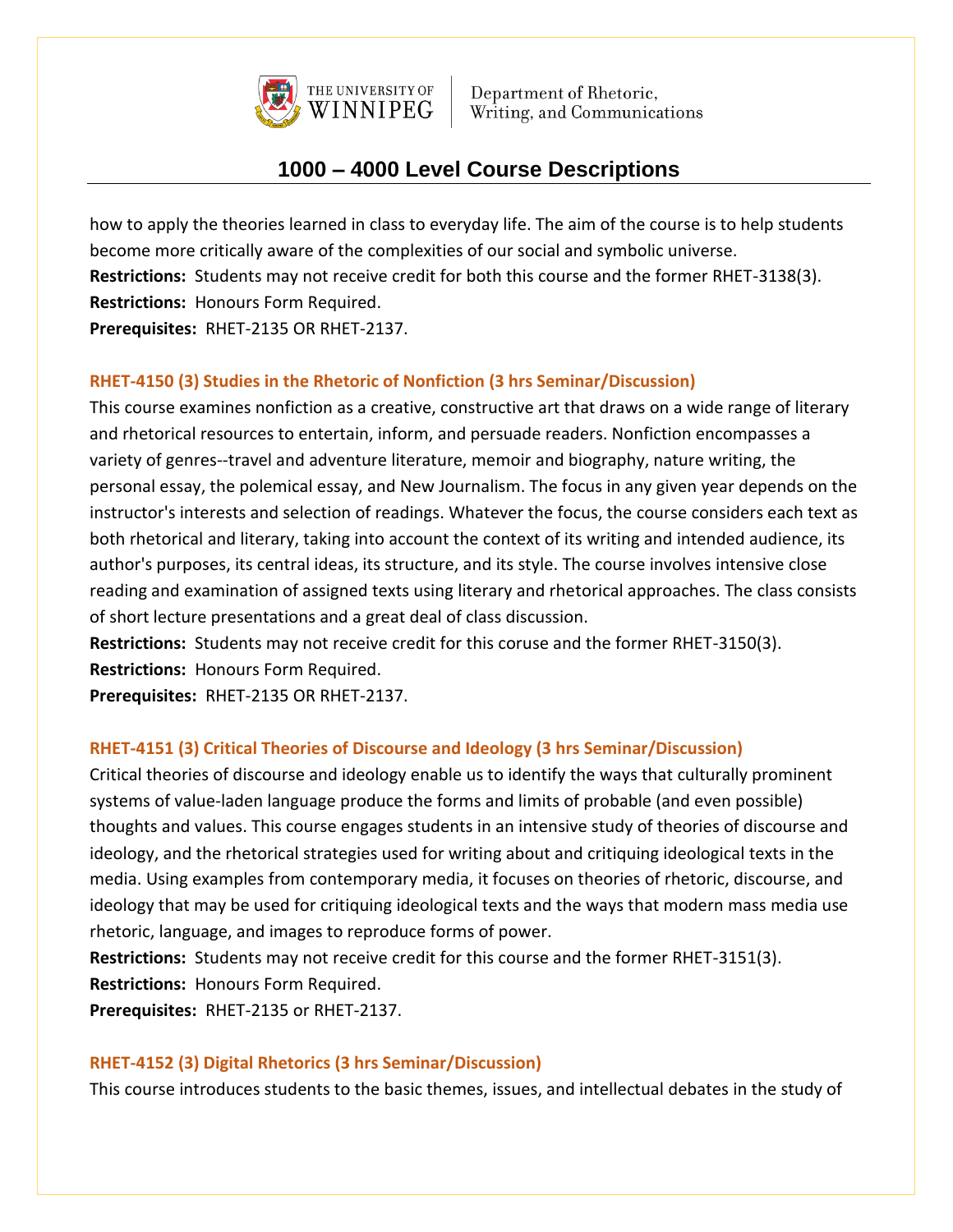how to apply the theories learned in class to everyday life. The aim of the course is to help students become more critically aware of the complexities of our social and symbolic universe.
**Restrictions:** Students may not receive credit for both this course and the former RHET-3138(3).
**Restrictions:** Honours Form Required.
**Prerequisites:** RHET-2135 OR RHET-2137.

### RHET-4150 (3) Studies in the Rhetoric of Nonfiction (3 hrs Seminar/Discussion)

This course examines nonfiction as a creative, constructive art that draws on a wide range of literary and rhetorical resources to entertain, inform, and persuade readers. Nonfiction encompasses a variety of genres--travel and adventure literature, memoir and biography, nature writing, the personal essay, the polemical essay, and New Journalism. The focus in any given year depends on the instructor's interests and selection of readings. Whatever the focus, the course considers each text as both rhetorical and literary, taking into account the context of its writing and intended audience, its author's purposes, its central ideas, its structure, and its style. The course involves intensive close reading and examination of assigned texts using literary and rhetorical approaches. The class consists of short lecture presentations and a great deal of class discussion.
**Restrictions:** Students may not receive credit for this coruse and the former RHET-3150(3).
**Restrictions:** Honours Form Required.
**Prerequisites:** RHET-2135 OR RHET-2137.

### RHET-4151 (3) Critical Theories of Discourse and Ideology (3 hrs Seminar/Discussion)

Critical theories of discourse and ideology enable us to identify the ways that culturally prominent systems of value-laden language produce the forms and limits of probable (and even possible) thoughts and values. This course engages students in an intensive study of theories of discourse and ideology, and the rhetorical strategies used for writing about and critiquing ideological texts in the media. Using examples from contemporary media, it focuses on theories of rhetoric, discourse, and ideology that may be used for critiquing ideological texts and the ways that modern mass media use rhetoric, language, and images to reproduce forms of power.
**Restrictions:** Students may not receive credit for this course and the former RHET-3151(3).
**Restrictions:** Honours Form Required.
**Prerequisites:** RHET-2135 or RHET-2137.

### RHET-4152 (3) Digital Rhetorics (3 hrs Seminar/Discussion)

This course introduces students to the basic themes, issues, and intellectual debates in the study of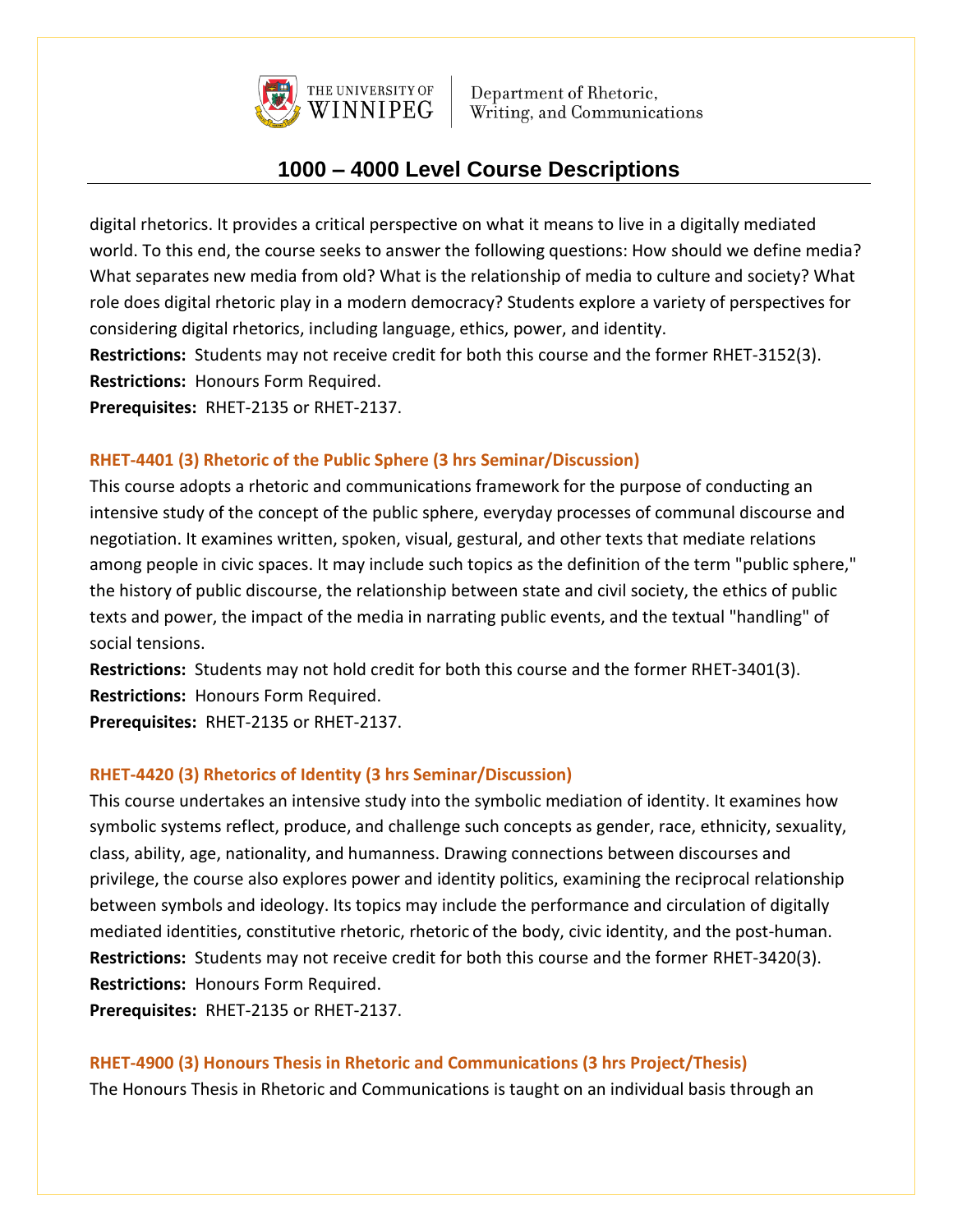digital rhetorics. It provides a critical perspective on what it means to live in a digitally mediated world. To this end, the course seeks to answer the following questions: How should we define media? What separates new media from old? What is the relationship of media to culture and society? What role does digital rhetoric play in a modern democracy? Students explore a variety of perspectives for considering digital rhetorics, including language, ethics, power, and identity.
**Restrictions:** Students may not receive credit for both this course and the former RHET-3152(3).
**Restrictions:** Honours Form Required.
**Prerequisites:** RHET-2135 or RHET-2137.

### RHET-4401 (3) Rhetoric of the Public Sphere (3 hrs Seminar/Discussion)

This course adopts a rhetoric and communications framework for the purpose of conducting an intensive study of the concept of the public sphere, everyday processes of communal discourse and negotiation. It examines written, spoken, visual, gestural, and other texts that mediate relations among people in civic spaces. It may include such topics as the definition of the term "public sphere," the history of public discourse, the relationship between state and civil society, the ethics of public texts and power, the impact of the media in narrating public events, and the textual "handling" of social tensions.
**Restrictions:** Students may not hold credit for both this course and the former RHET-3401(3).
**Restrictions:** Honours Form Required.
**Prerequisites:** RHET-2135 or RHET-2137.

### RHET-4420 (3) Rhetorics of Identity (3 hrs Seminar/Discussion)

This course undertakes an intensive study into the symbolic mediation of identity. It examines how symbolic systems reflect, produce, and challenge such concepts as gender, race, ethnicity, sexuality, class, ability, age, nationality, and humanness. Drawing connections between discourses and privilege, the course also explores power and identity politics, examining the reciprocal relationship between symbols and ideology. Its topics may include the performance and circulation of digitally mediated identities, constitutive rhetoric, rhetoric of the body, civic identity, and the post-human.
**Restrictions:** Students may not receive credit for both this course and the former RHET-3420(3).
**Restrictions:** Honours Form Required.
**Prerequisites:** RHET-2135 or RHET-2137.

### RHET-4900 (3) Honours Thesis in Rhetoric and Communications (3 hrs Project/Thesis)

The Honours Thesis in Rhetoric and Communications is taught on an individual basis through an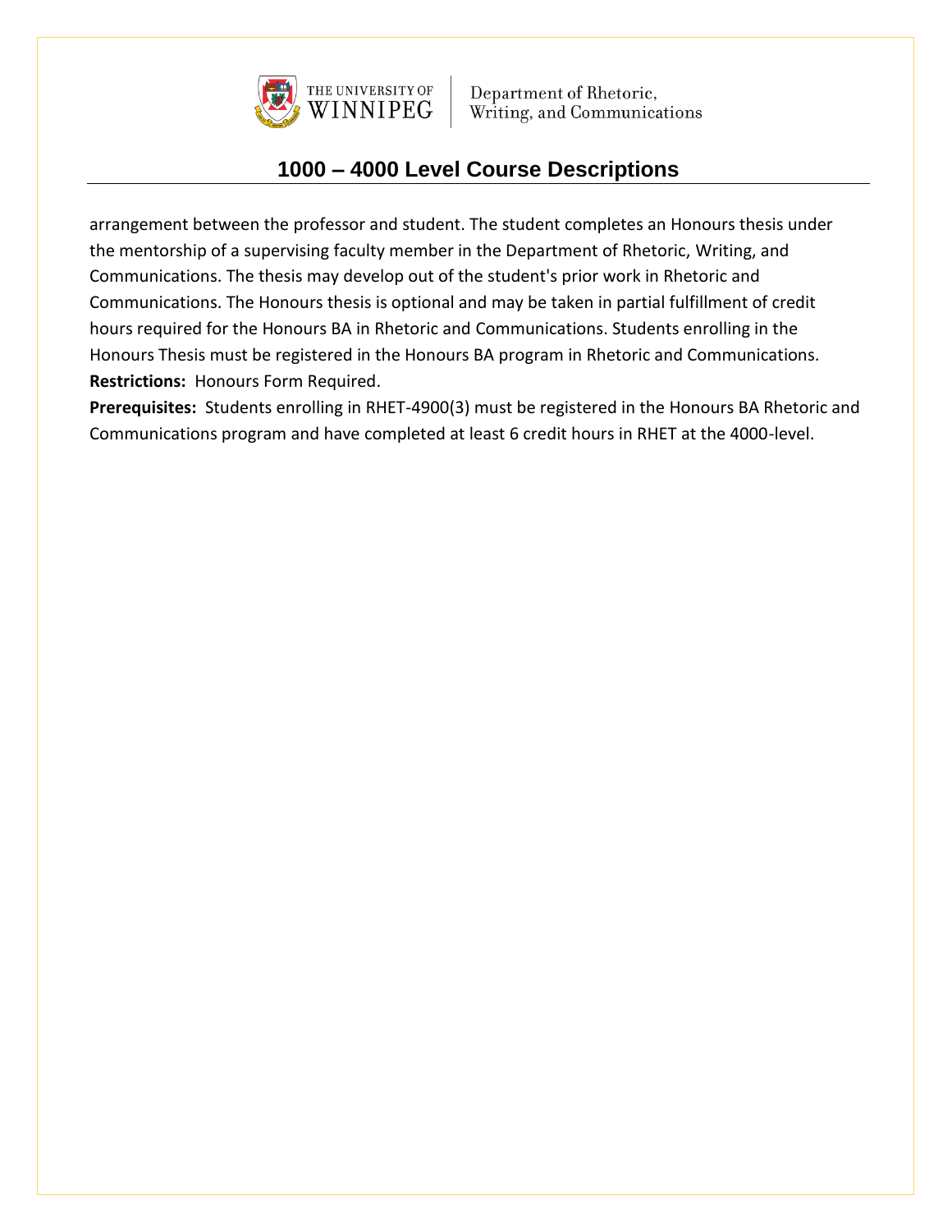arrangement between the professor and student. The student completes an Honours thesis under the mentorship of a supervising faculty member in the Department of Rhetoric, Writing, and Communications. The thesis may develop out of the student's prior work in Rhetoric and Communications. The Honours thesis is optional and may be taken in partial fulfillment of credit hours required for the Honours BA in Rhetoric and Communications. Students enrolling in the Honours Thesis must be registered in the Honours BA program in Rhetoric and Communications.
**Restrictions:** Honours Form Required.
**Prerequisites:** Students enrolling in RHET-4900(3) must be registered in the Honours BA Rhetoric and Communications program and have completed at least 6 credit hours in RHET at the 4000-level.